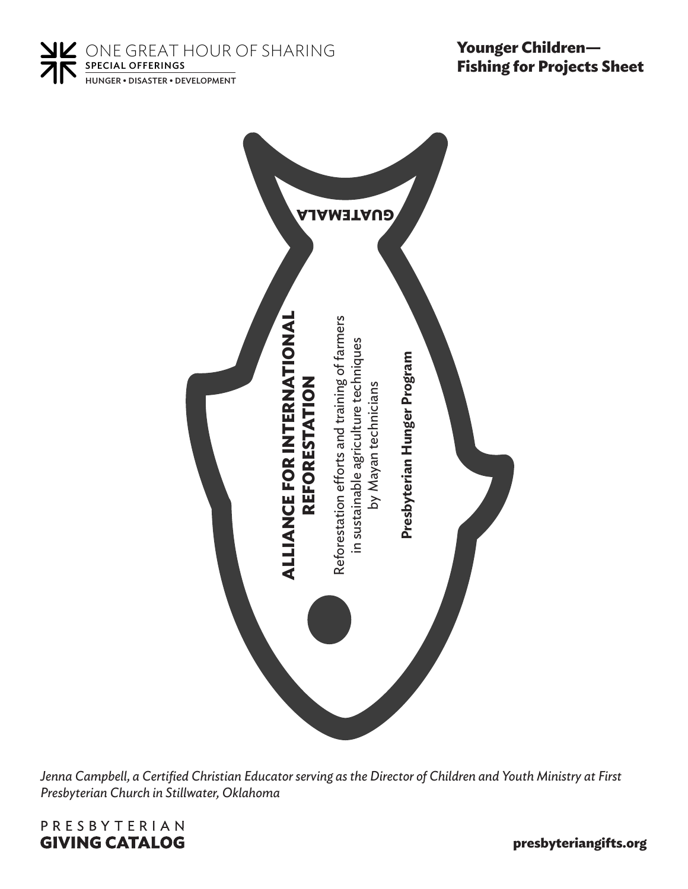ONE GREAT HOUR OF SHARING
SPECIAL OFFERINGS
HUNGER • DISASTER • DEVELOPMENT

# Younger Children— Fishing for Projects Sheet

GUATEMALA

**ALLIANCE FOR INTERNATIONAL REFORESTATION**

Reforestation efforts and training of farmers in sustainable agriculture techniques by Mayan technicians

**Presbyterian Hunger Program**

*Jenna Campbell, a Certified Christian Educator serving as the Director of Children and Youth Ministry at First Presbyterian Church in Stillwater, Oklahoma*

PRESBYTERIAN
**GIVING CATALOG**

**presbyteriangifts.org**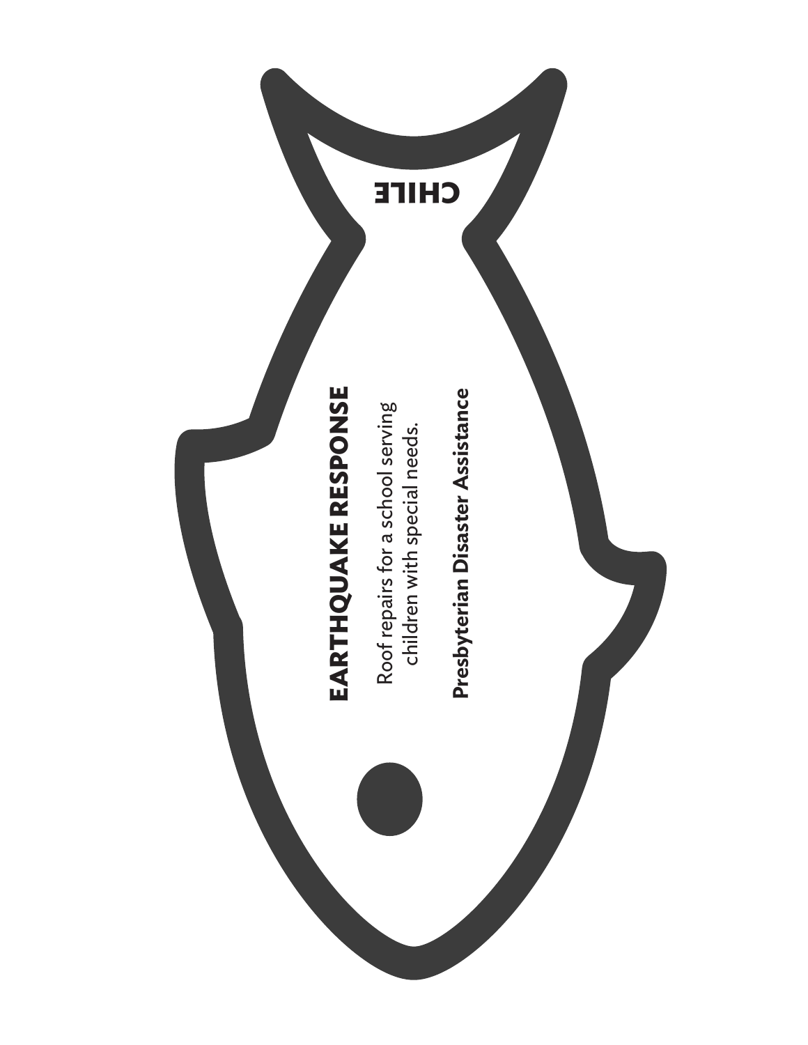CHILE

**EARTHQUAKE RESPONSE**

Roof repairs for a school serving children with special needs.

**Presbyterian Disaster Assistance**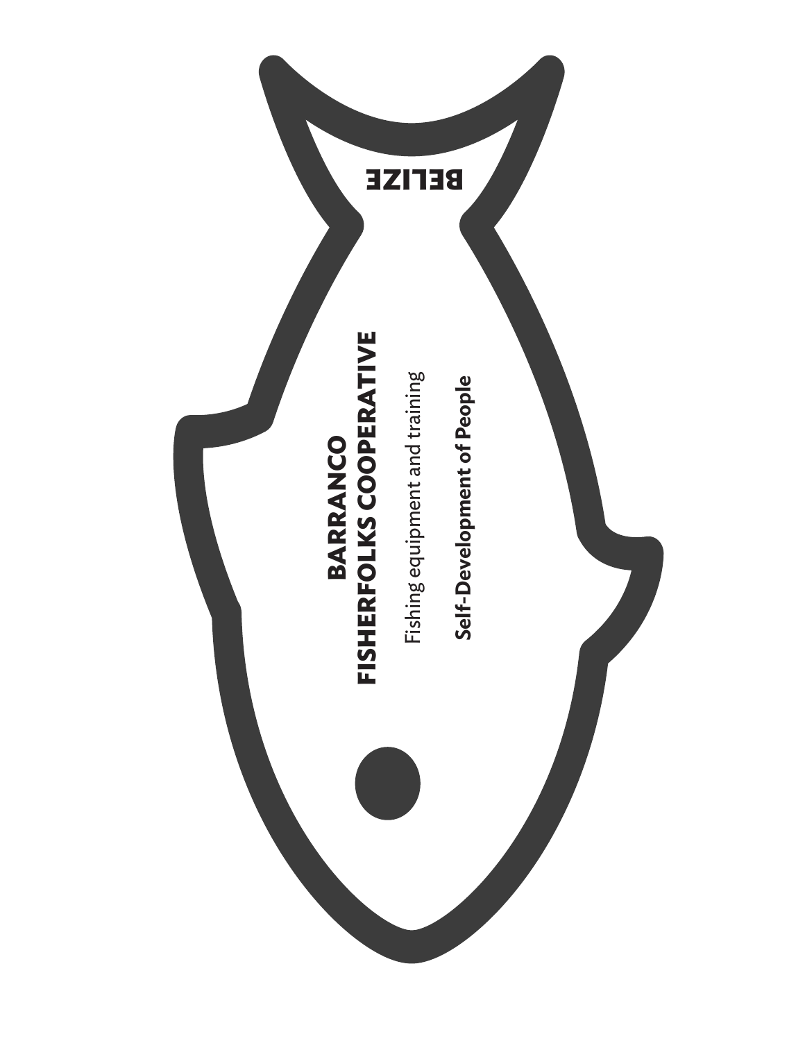BELIZE

**BARRANCO FISHERFOLKS COOPERATIVE**

Fishing equipment and training

**Self-Development of People**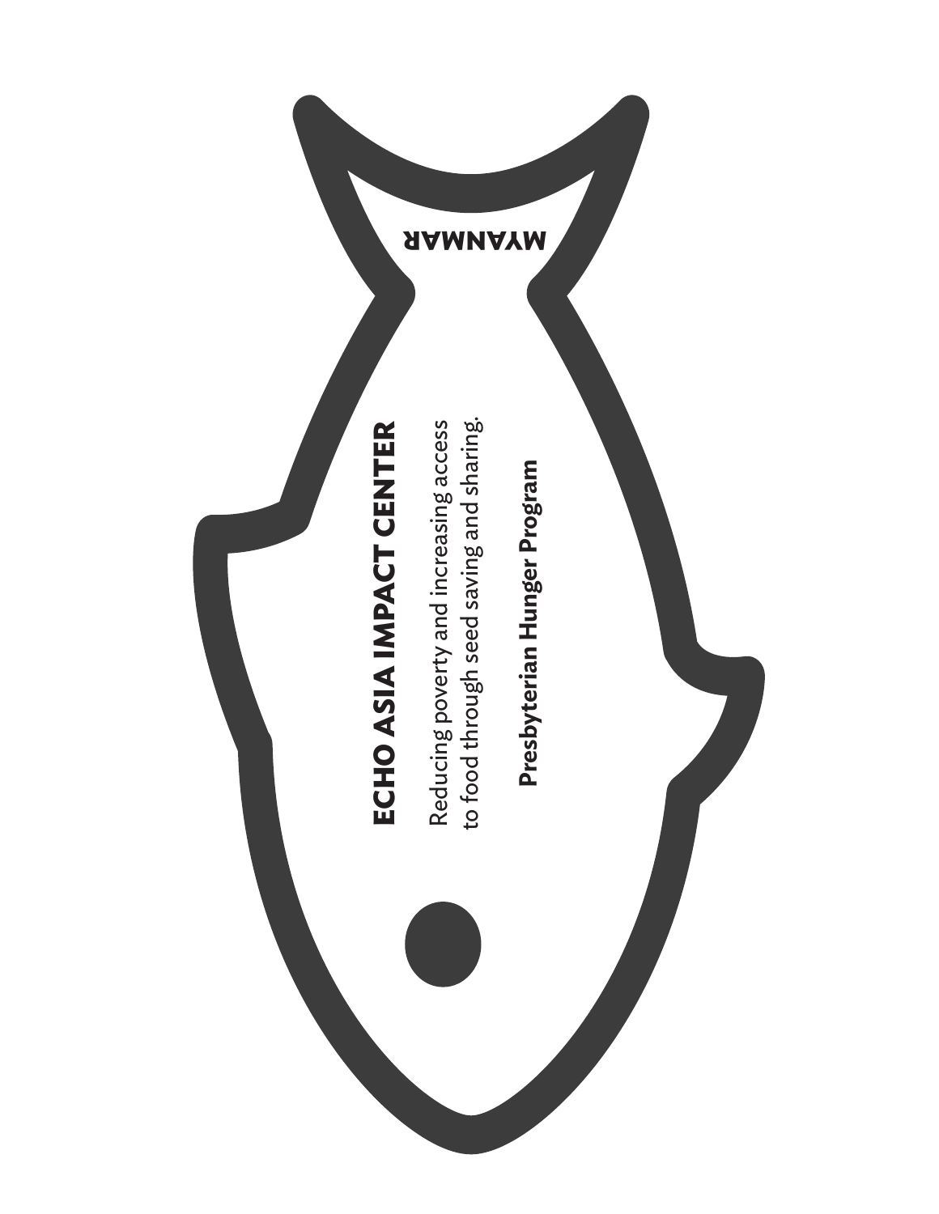MYANMAR

**ECHO ASIA IMPACT CENTER**

Reducing poverty and increasing access to food through seed saving and sharing.

**Presbyterian Hunger Program**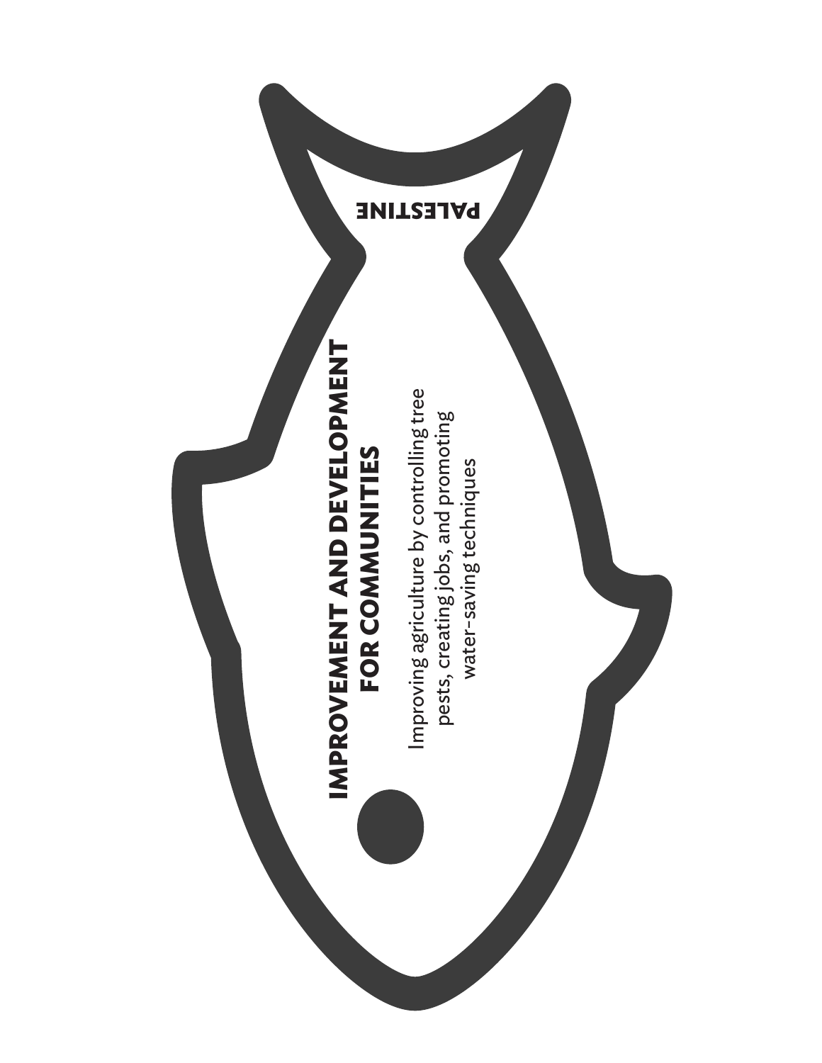PALESTINE

## IMPROVEMENT AND DEVELOPMENT FOR COMMUNITIES

Improving agriculture by controlling tree pests, creating jobs, and promoting water-saving techniques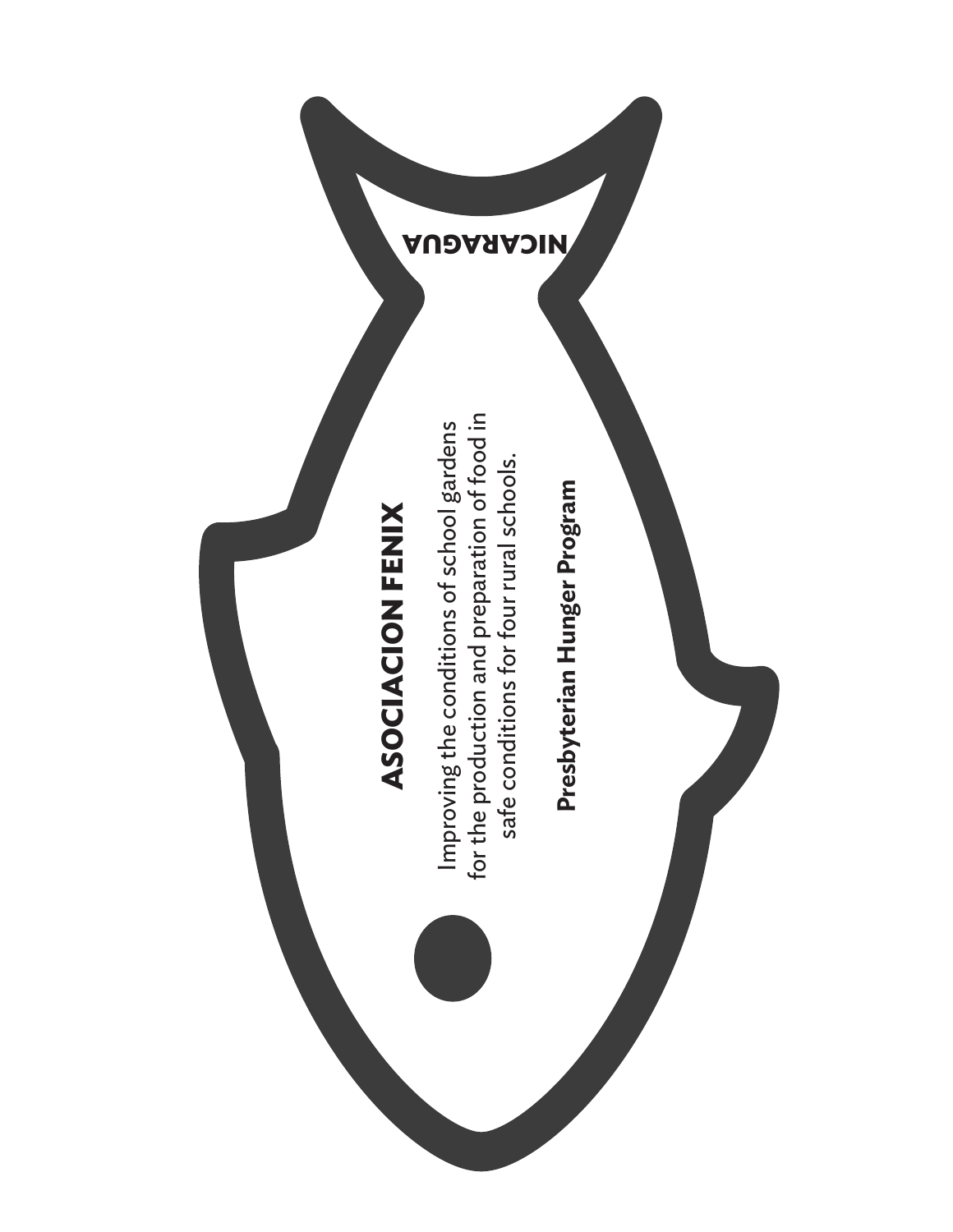NICARAGUA

## ASOCIACION FENIX

Improving the conditions of school gardens for the production and preparation of food in safe conditions for four rural schools.

**Presbyterian Hunger Program**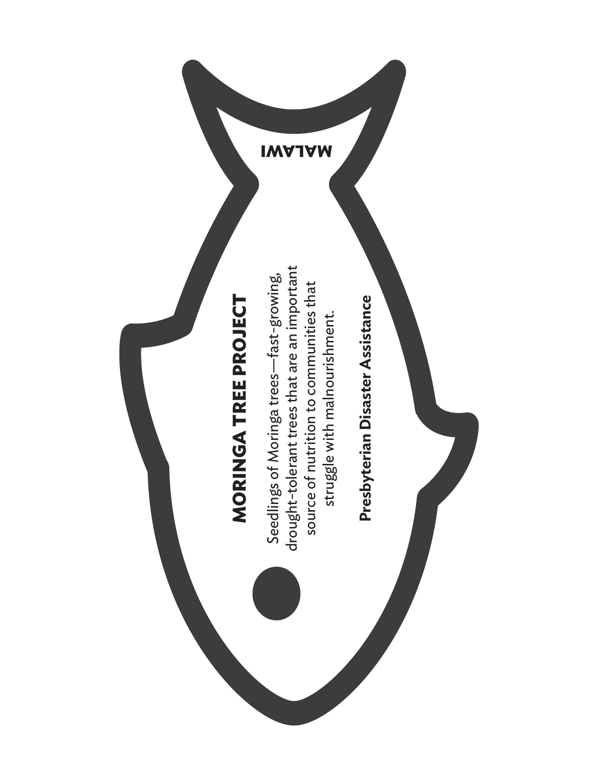MALAWI

## MORINGA TREE PROJECT

Seedlings of Moringa trees—fast-growing, drought-tolerant trees that are an important source of nutrition to communities that struggle with malnourishment.

**Presbyterian Disaster Assistance**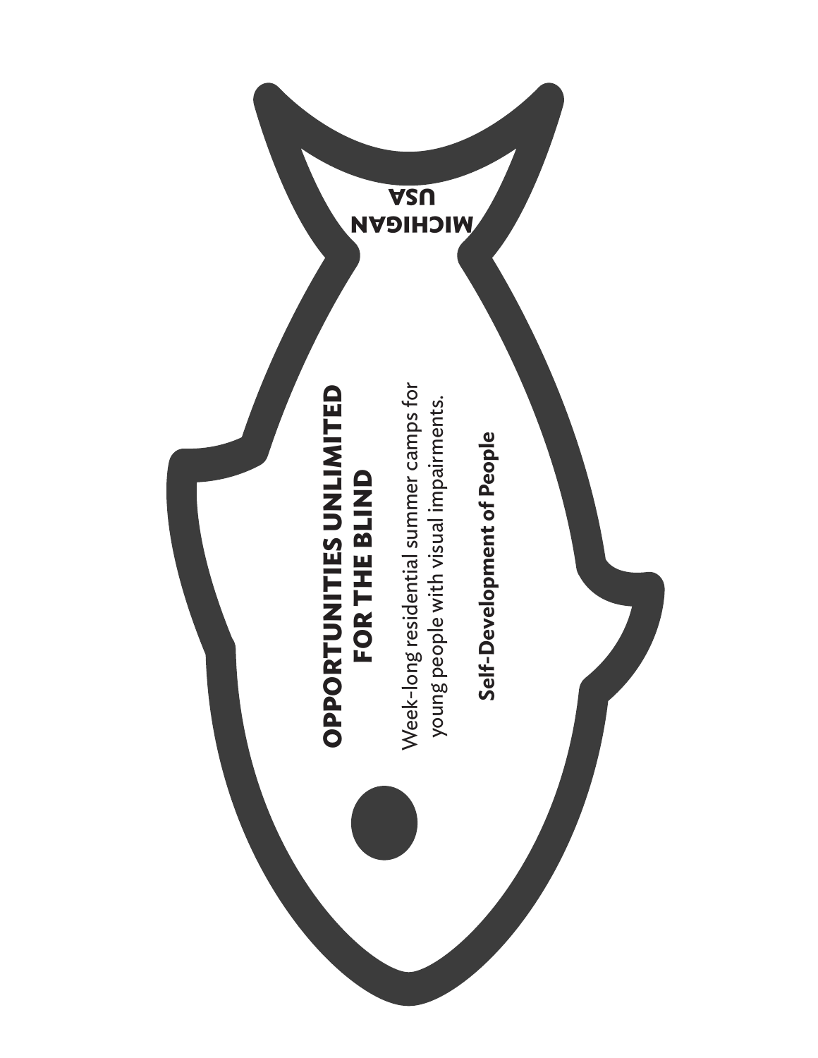MICHIGAN
USA

## OPPORTUNITIES UNLIMITED FOR THE BLIND

Week-long residential summer camps for young people with visual impairments.

**Self-Development of People**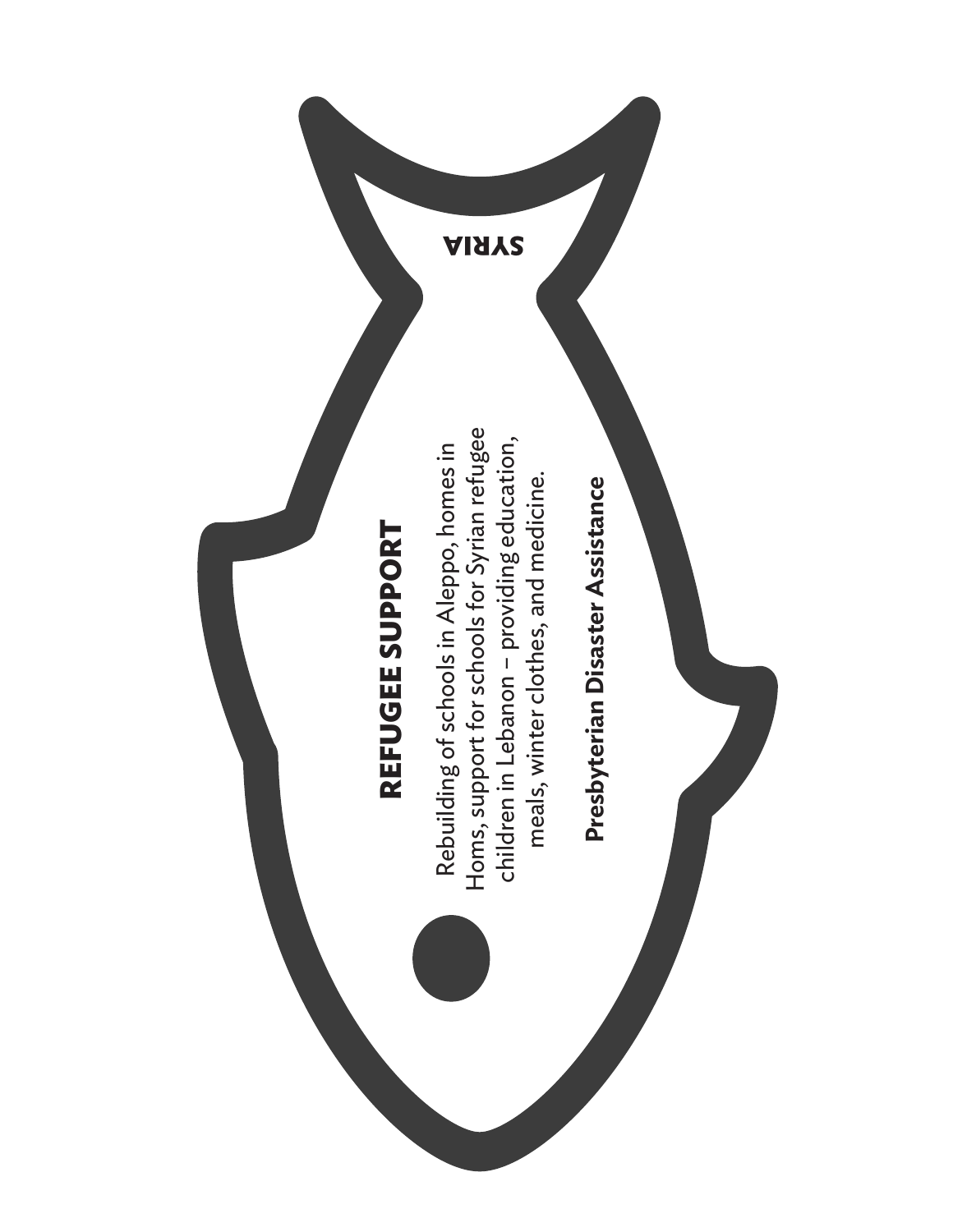SYRIA

## REFUGEE SUPPORT

Rebuilding of schools in Aleppo, homes in Homs, support for schools for Syrian refugee children in Lebanon – providing education, meals, winter clothes, and medicine.

**Presbyterian Disaster Assistance**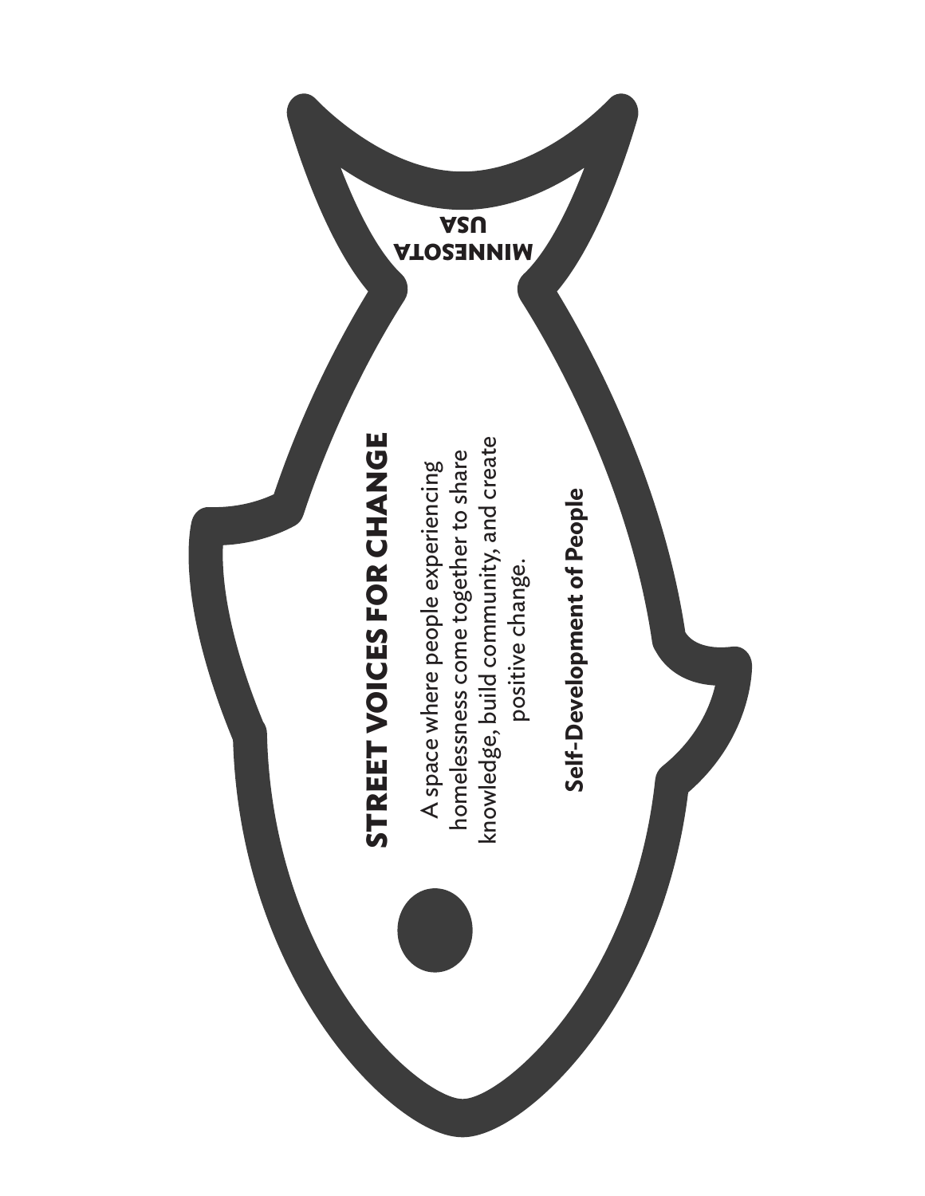MINNESOTA
USA

## STREET VOICES FOR CHANGE

A space where people experiencing homelessness come together to share knowledge, build community, and create positive change.

**Self-Development of People**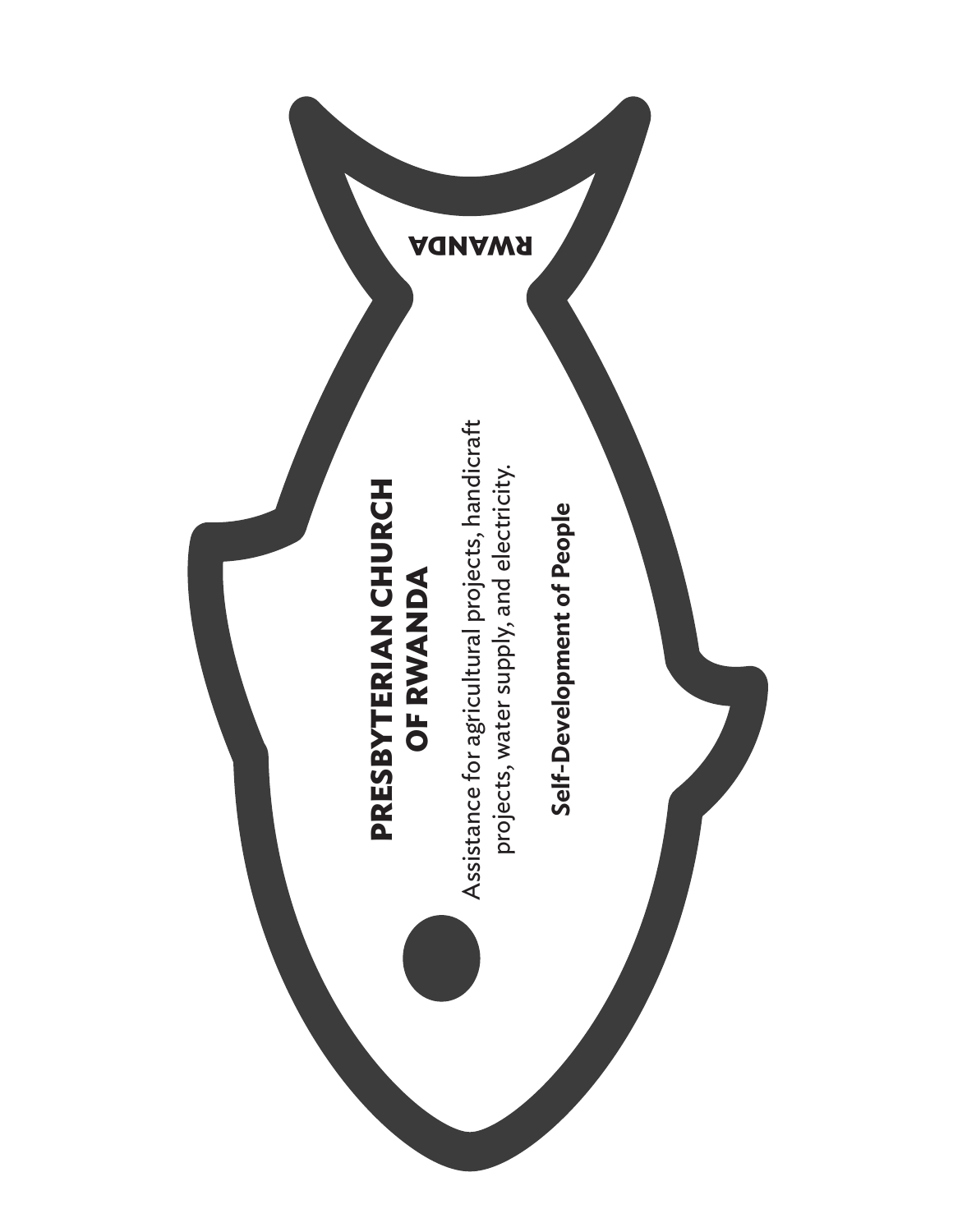RWANDA

**PRESBYTERIAN CHURCH OF RWANDA**

Assistance for agricultural projects, handicraft projects, water supply, and electricity.

**Self-Development of People**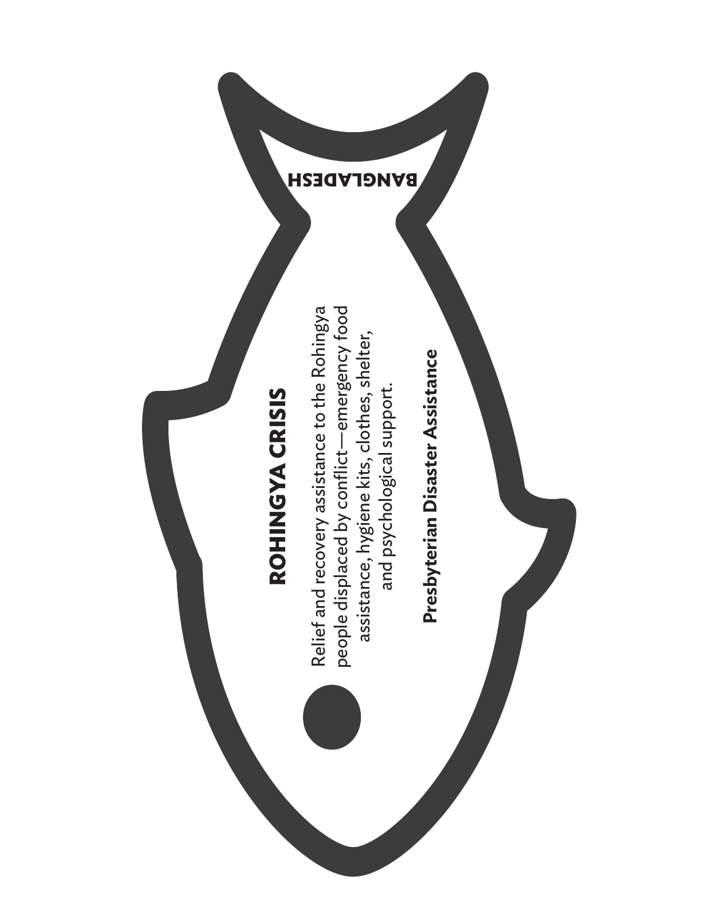BANGLADESH

## ROHINGYA CRISIS

Relief and recovery assistance to the Rohingya people displaced by conflict—emergency food assistance, hygiene kits, clothes, shelter, and psychological support.

**Presbyterian Disaster Assistance**